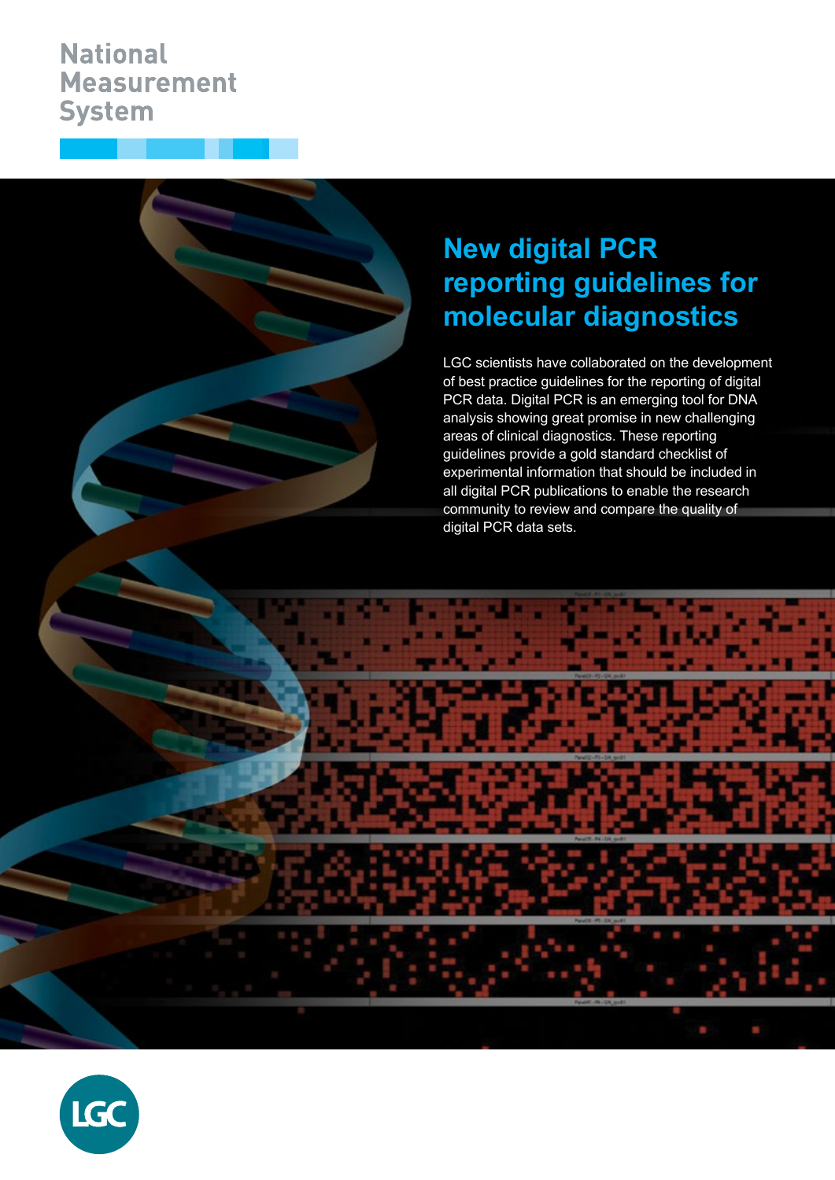National Measurement System

# New digital PCR reporting guidelines for molecular diagnostics

LGC scientists have collaborated on the development of best practice guidelines for the reporting of digital PCR data. Digital PCR is an emerging tool for DNA analysis showing great promise in new challenging areas of clinical diagnostics. These reporting guidelines provide a gold standard checklist of experimental information that should be included in all digital PCR publications to enable the research community to review and compare the quality of digital PCR data sets.

LGC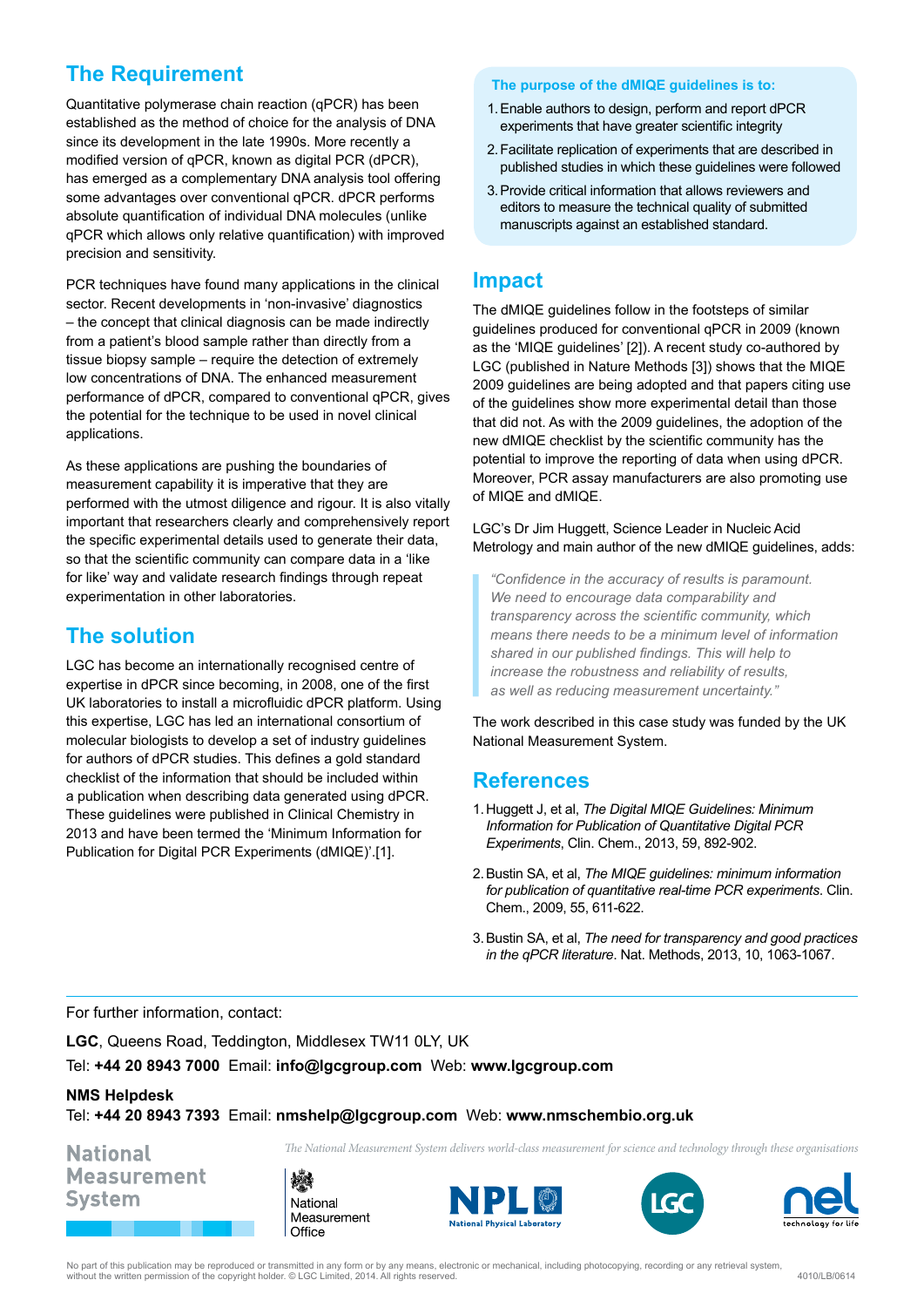## The Requirement

Quantitative polymerase chain reaction (qPCR) has been established as the method of choice for the analysis of DNA since its development in the late 1990s. More recently a modified version of qPCR, known as digital PCR (dPCR), has emerged as a complementary DNA analysis tool offering some advantages over conventional qPCR. dPCR performs absolute quantification of individual DNA molecules (unlike qPCR which allows only relative quantification) with improved precision and sensitivity.

PCR techniques have found many applications in the clinical sector. Recent developments in 'non-invasive' diagnostics – the concept that clinical diagnosis can be made indirectly from a patient's blood sample rather than directly from a tissue biopsy sample – require the detection of extremely low concentrations of DNA. The enhanced measurement performance of dPCR, compared to conventional qPCR, gives the potential for the technique to be used in novel clinical applications.

As these applications are pushing the boundaries of measurement capability it is imperative that they are performed with the utmost diligence and rigour. It is also vitally important that researchers clearly and comprehensively report the specific experimental details used to generate their data, so that the scientific community can compare data in a 'like for like' way and validate research findings through repeat experimentation in other laboratories.

## The solution

LGC has become an internationally recognised centre of expertise in dPCR since becoming, in 2008, one of the first UK laboratories to install a microfluidic dPCR platform. Using this expertise, LGC has led an international consortium of molecular biologists to develop a set of industry guidelines for authors of dPCR studies. This defines a gold standard checklist of the information that should be included within a publication when describing data generated using dPCR. These guidelines were published in Clinical Chemistry in 2013 and have been termed the 'Minimum Information for Publication for Digital PCR Experiments (dMIQE)'.[1].

**The purpose of the dMIQE guidelines is to:**

1. Enable authors to design, perform and report dPCR experiments that have greater scientific integrity
2. Facilitate replication of experiments that are described in published studies in which these guidelines were followed
3. Provide critical information that allows reviewers and editors to measure the technical quality of submitted manuscripts against an established standard.

## Impact

The dMIQE guidelines follow in the footsteps of similar guidelines produced for conventional qPCR in 2009 (known as the 'MIQE guidelines' [2]). A recent study co-authored by LGC (published in Nature Methods [3]) shows that the MIQE 2009 guidelines are being adopted and that papers citing use of the guidelines show more experimental detail than those that did not. As with the 2009 guidelines, the adoption of the new dMIQE checklist by the scientific community has the potential to improve the reporting of data when using dPCR. Moreover, PCR assay manufacturers are also promoting use of MIQE and dMIQE.

LGC's Dr Jim Huggett, Science Leader in Nucleic Acid Metrology and main author of the new dMIQE guidelines, adds:

> *"Confidence in the accuracy of results is paramount. We need to encourage data comparability and transparency across the scientific community, which means there needs to be a minimum level of information shared in our published findings. This will help to increase the robustness and reliability of results, as well as reducing measurement uncertainty."*

The work described in this case study was funded by the UK National Measurement System.

## References

1. Huggett J, et al, *The Digital MIQE Guidelines: Minimum Information for Publication of Quantitative Digital PCR Experiments*, Clin. Chem., 2013, 59, 892-902.
2. Bustin SA, et al, *The MIQE guidelines: minimum information for publication of quantitative real-time PCR experiments*. Clin. Chem., 2009, 55, 611-622.
3. Bustin SA, et al, *The need for transparency and good practices in the qPCR literature*. Nat. Methods, 2013, 10, 1063-1067.

For further information, contact:

**LGC**, Queens Road, Teddington, Middlesex TW11 0LY, UK

Tel: **+44 20 8943 7000** Email: **info@lgcgroup.com** Web: **www.lgcgroup.com**

**NMS Helpdesk**

Tel: **+44 20 8943 7393** Email: **nmshelp@lgcgroup.com** Web: **www.nmschembio.org.uk**

National Measurement System

*The National Measurement System delivers world-class measurement for science and technology through these organisations*

National Measurement Office

NPL National Physical Laboratory

LGC

nel technology for life

No part of this publication may be reproduced or transmitted in any form or by any means, electronic or mechanical, including photocopying, recording or any retrieval system, without the written permission of the copyright holder. © LGC Limited, 2014. All rights reserved.

4010/LB/0614